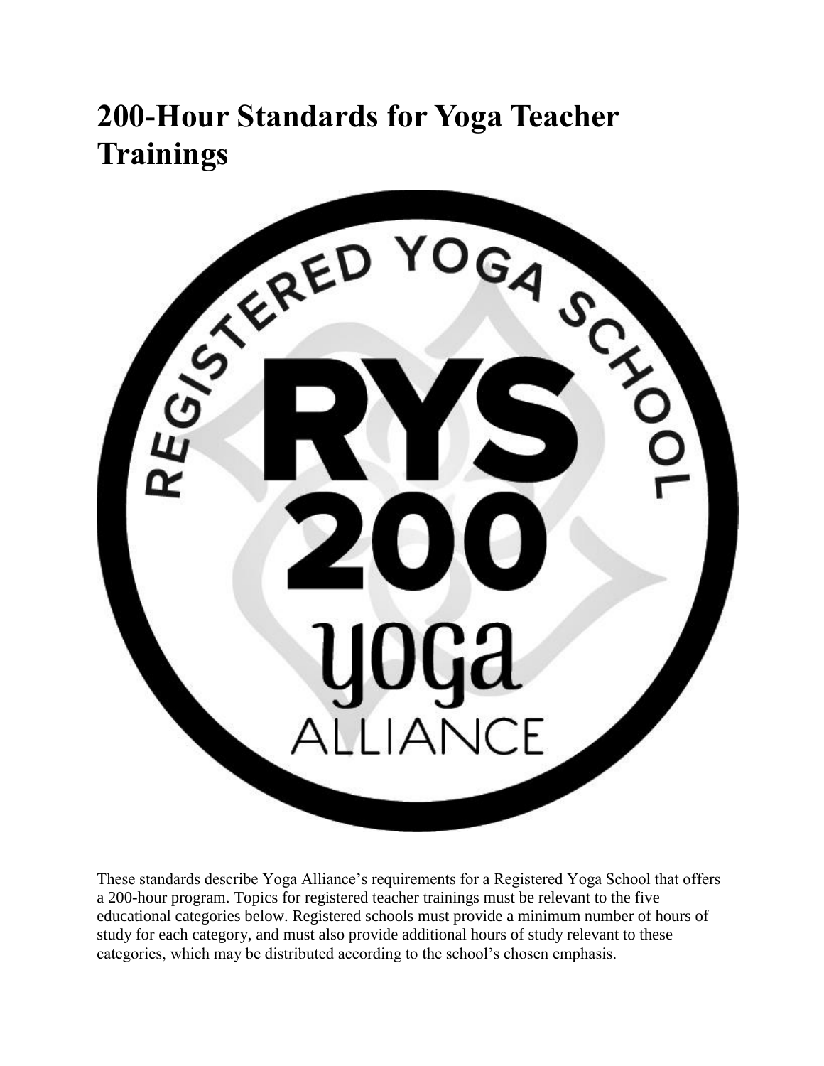# 200-Hour Standards for Yoga Teacher Trainings

These standards describe Yoga Alliance's requirements for a Registered Yoga School that offers a 200-hour program. Topics for registered teacher trainings must be relevant to the five educational categories below. Registered schools must provide a minimum number of hours of study for each category, and must also provide additional hours of study relevant to these categories, which may be distributed according to the school's chosen emphasis.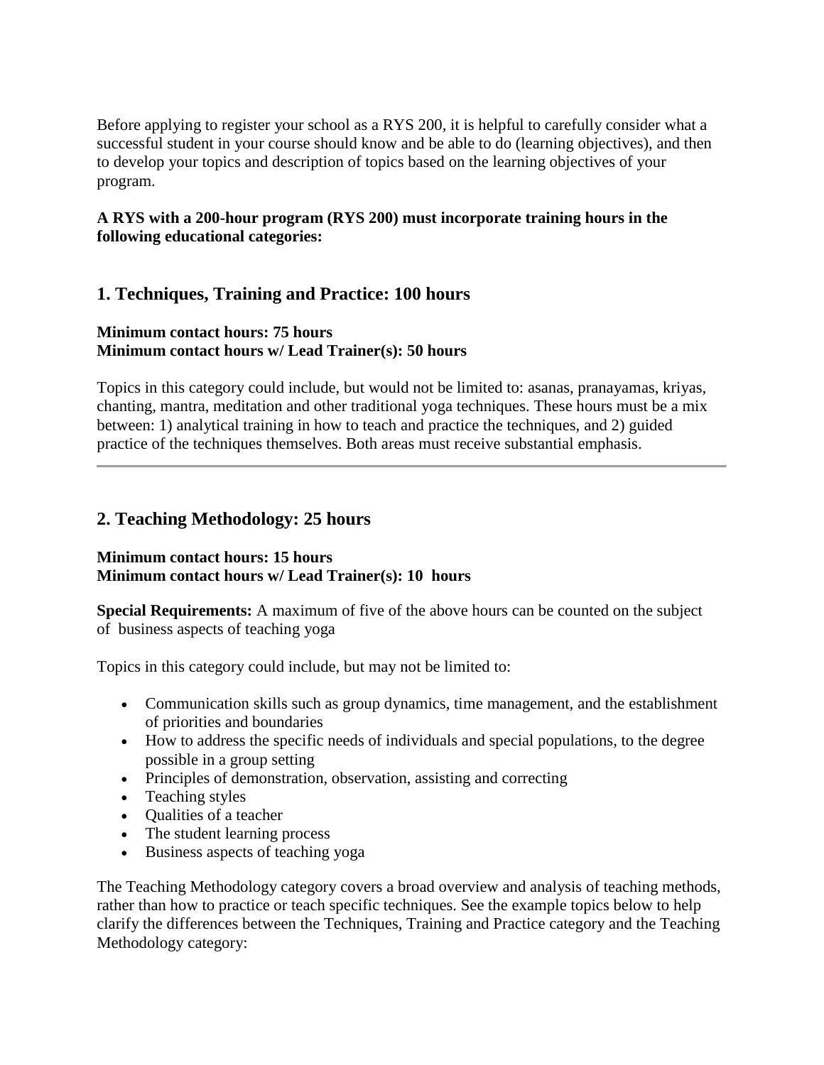Before applying to register your school as a RYS 200, it is helpful to carefully consider what a successful student in your course should know and be able to do (learning objectives), and then to develop your topics and description of topics based on the learning objectives of your program.

**A RYS with a 200-hour program (RYS 200) must incorporate training hours in the following educational categories:**

## 1. Techniques, Training and Practice: 100 hours

**Minimum contact hours: 75 hours**
**Minimum contact hours w/ Lead Trainer(s): 50 hours**

Topics in this category could include, but would not be limited to: asanas, pranayamas, kriyas, chanting, mantra, meditation and other traditional yoga techniques. These hours must be a mix between: 1) analytical training in how to teach and practice the techniques, and 2) guided practice of the techniques themselves. Both areas must receive substantial emphasis.

---

## 2. Teaching Methodology: 25 hours

**Minimum contact hours: 15 hours**
**Minimum contact hours w/ Lead Trainer(s): 10 hours**

**Special Requirements:** A maximum of five of the above hours can be counted on the subject of business aspects of teaching yoga

Topics in this category could include, but may not be limited to:

- Communication skills such as group dynamics, time management, and the establishment of priorities and boundaries
- How to address the specific needs of individuals and special populations, to the degree possible in a group setting
- Principles of demonstration, observation, assisting and correcting
- Teaching styles
- Qualities of a teacher
- The student learning process
- Business aspects of teaching yoga

The Teaching Methodology category covers a broad overview and analysis of teaching methods, rather than how to practice or teach specific techniques. See the example topics below to help clarify the differences between the Techniques, Training and Practice category and the Teaching Methodology category: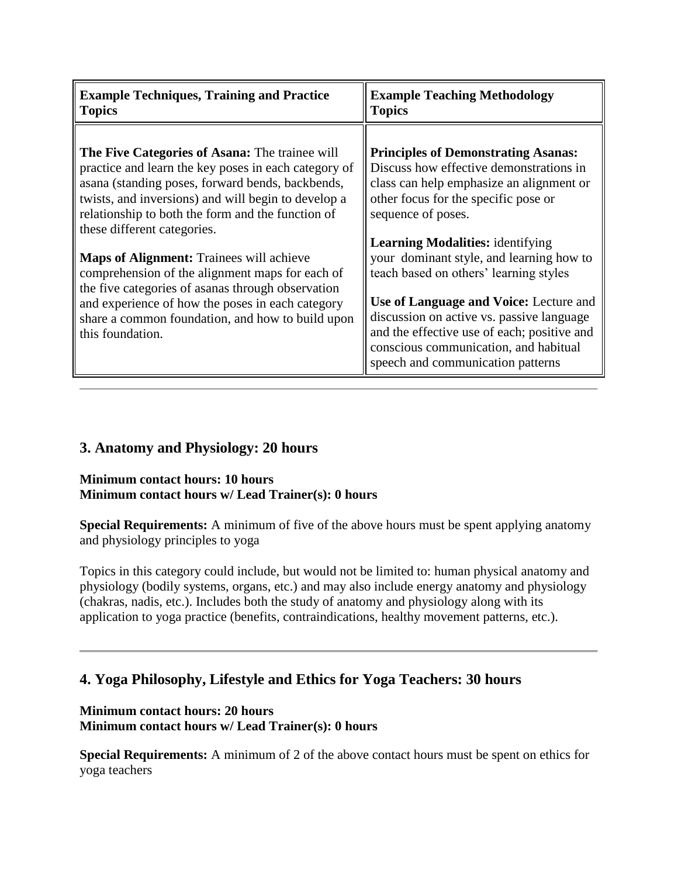| **Example Techniques, Training and Practice Topics** | **Example Teaching Methodology Topics** |
|---|---|
| **The Five Categories of Asana:** The trainee will practice and learn the key poses in each category of asana (standing poses, forward bends, backbends, twists, and inversions) and will begin to develop a relationship to both the form and the function of these different categories.<br><br>**Maps of Alignment:** Trainees will achieve comprehension of the alignment maps for each of the five categories of asanas through observation and experience of how the poses in each category share a common foundation, and how to build upon this foundation. | **Principles of Demonstrating Asanas:** Discuss how effective demonstrations in class can help emphasize an alignment or other focus for the specific pose or sequence of poses.<br><br>**Learning Modalities:** identifying your dominant style, and learning how to teach based on others' learning styles<br><br>**Use of Language and Voice:** Lecture and discussion on active vs. passive language and the effective use of each; positive and conscious communication, and habitual speech and communication patterns |

---

## 3. Anatomy and Physiology: 20 hours

**Minimum contact hours: 10 hours**
**Minimum contact hours w/ Lead Trainer(s): 0 hours**

**Special Requirements:** A minimum of five of the above hours must be spent applying anatomy and physiology principles to yoga

Topics in this category could include, but would not be limited to: human physical anatomy and physiology (bodily systems, organs, etc.) and may also include energy anatomy and physiology (chakras, nadis, etc.). Includes both the study of anatomy and physiology along with its application to yoga practice (benefits, contraindications, healthy movement patterns, etc.).

---

## 4. Yoga Philosophy, Lifestyle and Ethics for Yoga Teachers: 30 hours

**Minimum contact hours: 20 hours**
**Minimum contact hours w/ Lead Trainer(s): 0 hours**

**Special Requirements:** A minimum of 2 of the above contact hours must be spent on ethics for yoga teachers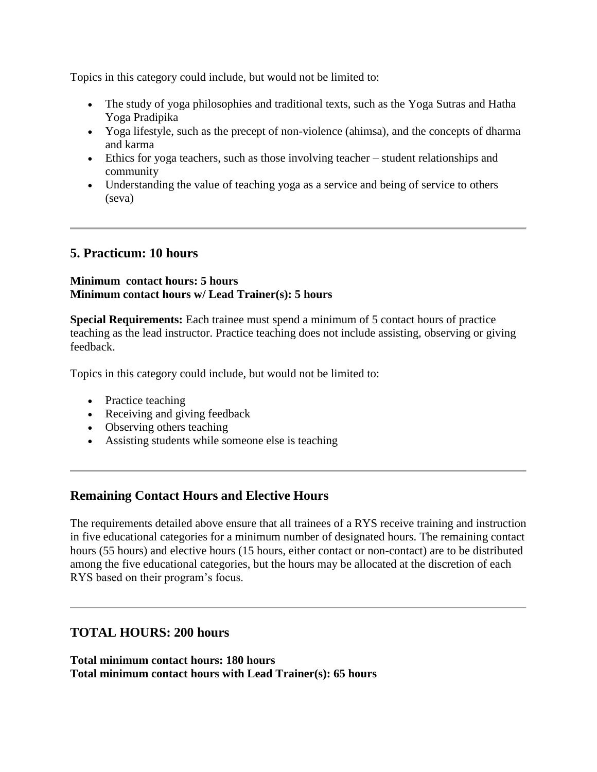Topics in this category could include, but would not be limited to:

- The study of yoga philosophies and traditional texts, such as the Yoga Sutras and Hatha Yoga Pradipika
- Yoga lifestyle, such as the precept of non-violence (ahimsa), and the concepts of dharma and karma
- Ethics for yoga teachers, such as those involving teacher – student relationships and community
- Understanding the value of teaching yoga as a service and being of service to others (seva)

---

## 5. Practicum: 10 hours

**Minimum contact hours: 5 hours**
**Minimum contact hours w/ Lead Trainer(s): 5 hours**

**Special Requirements:** Each trainee must spend a minimum of 5 contact hours of practice teaching as the lead instructor. Practice teaching does not include assisting, observing or giving feedback.

Topics in this category could include, but would not be limited to:

- Practice teaching
- Receiving and giving feedback
- Observing others teaching
- Assisting students while someone else is teaching

---

## Remaining Contact Hours and Elective Hours

The requirements detailed above ensure that all trainees of a RYS receive training and instruction in five educational categories for a minimum number of designated hours. The remaining contact hours (55 hours) and elective hours (15 hours, either contact or non-contact) are to be distributed among the five educational categories, but the hours may be allocated at the discretion of each RYS based on their program's focus.

---

## TOTAL HOURS: 200 hours

**Total minimum contact hours: 180 hours**
**Total minimum contact hours with Lead Trainer(s): 65 hours**